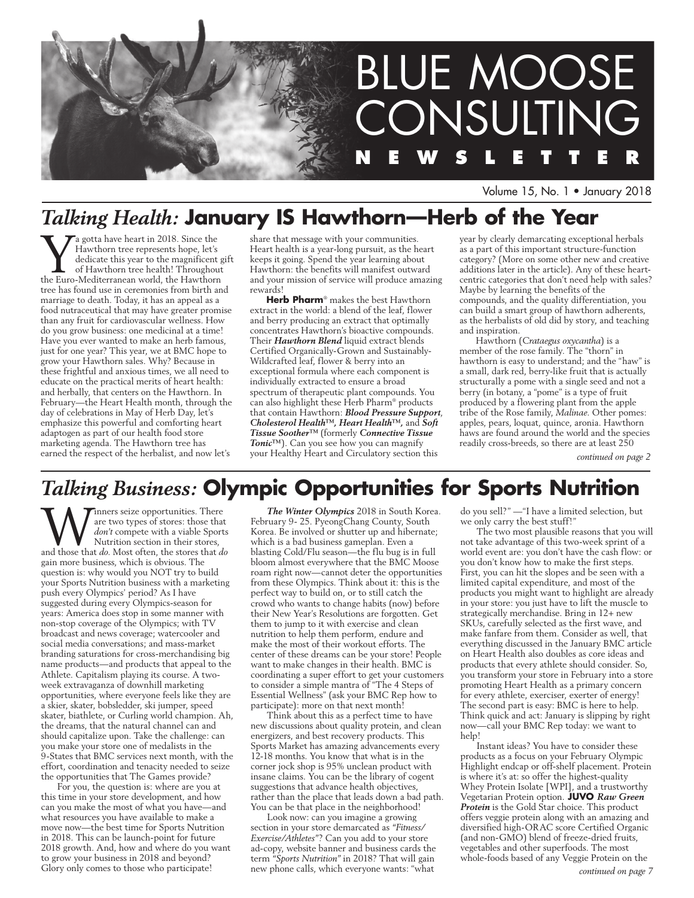# BLUE MOOSE CONSULTING NEWSLETTER

Volume 15, No. 1 • January 2018

## *Talking Health:* January IS Hawthorn—Herb of the Year

Ya gotta have heart in 2018. Since the Hawthorn tree represents hope, let's dedicate this year to the magnificent gift of Hawthorn tree health! Throughout the Euro-Mediterranean world, the Hawthorn tree has found use in ceremonies from birth and marriage to death. Today, it has an appeal as a food nutraceutical that may have greater promise than any fruit for cardiovascular wellness. How do you grow business: one medicinal at a time! Have you ever wanted to make an herb famous, just for one year? This year, we at BMC hope to grow your Hawthorn sales. Why? Because in these frightful and anxious times, we all need to educate on the practical merits of heart health: and herbally, that centers on the Hawthorn. In February—the Heart Health month, through the day of celebrations in May of Herb Day, let's emphasize this powerful and comforting heart adaptogen as part of our health food store marketing agenda. The Hawthorn tree has earned the respect of the herbalist, and now let's share that message with your communities. Heart health is a year-long pursuit, as the heart keeps it going. Spend the year learning about Hawthorn: the benefits will manifest outward and your mission of service will produce amazing rewards!

**Herb Pharm**® makes the best Hawthorn extract in the world: a blend of the leaf, flower and berry producing an extract that optimally concentrates Hawthorn's bioactive compounds. Their ***Hawthorn Blend*** liquid extract blends Certified Organically-Grown and Sustainably-Wildcrafted leaf, flower & berry into an exceptional formula where each component is individually extracted to ensure a broad spectrum of therapeutic plant compounds. You can also highlight these Herb Pharm® products that contain Hawthorn: ***Blood Pressure Support***, ***Cholesterol Health™***, ***Heart Health™***, and ***Soft Tissue Soother™*** (formerly ***Connective Tissue Tonic™***). Can you see how you can magnify your Healthy Heart and Circulatory section this year by clearly demarcating exceptional herbals as a part of this important structure-function category? (More on some other new and creative additions later in the article). Any of these heart-centric categories that don't need help with sales? Maybe by learning the benefits of the compounds, and the quality differentiation, you can build a smart group of hawthorn adherents, as the herbalists of old did by story, and teaching and inspiration.

Hawthorn (*Crataegus oxycantha*) is a member of the rose family. The "thorn" in hawthorn is easy to understand; and the "haw" is a small, dark red, berry-like fruit that is actually structurally a pome with a single seed and not a berry (in botany, a "pome" is a type of fruit produced by a flowering plant from the apple tribe of the Rose family, *Malinae*. Other pomes: apples, pears, loquat, quince, aronia. Hawthorn haws are found around the world and the species readily cross-breeds, so there are at least 250

*continued on page 2*

## *Talking Business:* Olympic Opportunities for Sports Nutrition

Winners seize opportunities. There are two types of stores: those that *don't* compete with a viable Sports Nutrition section in their stores, and those that *do*. Most often, the stores that *do* gain more business, which is obvious. The question is: why would you NOT try to build your Sports Nutrition business with a marketing push every Olympics' period? As I have suggested during every Olympics-season for years: America does stop in some manner with non-stop coverage of the Olympics; with TV broadcast and news coverage; watercooler and social media conversations; and mass-market branding saturations for cross-merchandising big name products—and products that appeal to the Athlete. Capitalism playing its course. A two-week extravaganza of downhill marketing opportunities, where everyone feels like they are a skier, skater, bobsledder, ski jumper, speed skater, biathlete, or Curling world champion. Ah, the dreams, that the natural channel can and should capitalize upon. Take the challenge: can you make your store one of medalists in the 9-States that BMC services next month, with the effort, coordination and tenacity needed to seize the opportunities that The Games provide?

For you, the question is: where are you at this time in your store development, and how can you make the most of what you have—and what resources you have available to make a move now—the best time for Sports Nutrition in 2018. This can be launch-point for future 2018 growth. And, how and where do you want to grow your business in 2018 and beyond? Glory only comes to those who participate!

***The Winter Olympics*** 2018 in South Korea. February 9- 25. PyeongChang County, South Korea. Be involved or shutter up and hibernate; which is a bad business gameplan. Even a blasting Cold/Flu season—the flu bug is in full bloom almost everywhere that the BMC Moose roam right now—cannot deter the opportunities from these Olympics. Think about it: this is the perfect way to build on, or to still catch the crowd who wants to change habits (now) before their New Year's Resolutions are forgotten. Get them to jump to it with exercise and clean nutrition to help them perform, endure and make the most of their workout efforts. The center of these dreams can be your store! People want to make changes in their health. BMC is coordinating a super effort to get your customers to consider a simple mantra of "The 4 Steps of Essential Wellness" (ask your BMC Rep how to participate): more on that next month!

Think about this as a perfect time to have new discussions about quality protein, and clean energizers, and best recovery products. This Sports Market has amazing advancements every 12-18 months. You know that what is in the corner jock shop is 95% unclean product with insane claims. You can be the library of cogent suggestions that advance health objectives, rather than the place that leads down a bad path. You can be that place in the neighborhood!

Look now: can you imagine a growing section in your store demarcated as *"Fitness/ Exercise/Athletes"*? Can you add to your store ad-copy, website banner and business cards the term *"Sports Nutrition"* in 2018? That will gain new phone calls, which everyone wants: "what do you sell?" —"I have a limited selection, but we only carry the best stuff!"

The two most plausible reasons that you will not take advantage of this two-week sprint of a world event are: you don't have the cash flow: or you don't know how to make the first steps. First, you can hit the slopes and be seen with a limited capital expenditure, and most of the products you might want to highlight are already in your store: you just have to lift the muscle to strategically merchandise. Bring in 12+ new SKUs, carefully selected as the first wave, and make fanfare from them. Consider as well, that everything discussed in the January BMC article on Heart Health also doubles as core ideas and products that every athlete should consider. So, you transform your store in February into a store promoting Heart Health as a primary concern for every athlete, exerciser, exerter of energy! The second part is easy: BMC is here to help. Think quick and act: January is slipping by right now—call your BMC Rep today: we want to help!

Instant ideas? You have to consider these products as a focus on your February Olympic Highlight endcap or off-shelf placement. Protein is where it's at: so offer the highest-quality Whey Protein Isolate [WPI], and a trustworthy Vegetarian Protein option. **JUVO** ***Raw Green Protein*** is the Gold Star choice. This product offers veggie protein along with an amazing and diversified high-ORAC score Certified Organic (and non-GMO) blend of freeze-dried fruits, vegetables and other superfoods. The most whole-foods based of any Veggie Protein on the

*continued on page 7*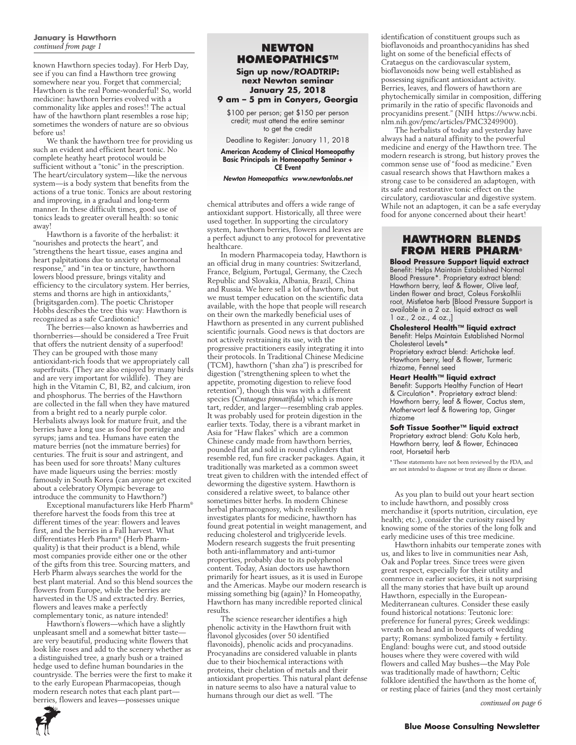**January is Hawthorn**
*continued from page 1*

known Hawthorn species today). For Herb Day, see if you can find a Hawthorn tree growing somewhere near you. Forget that commercial; Hawthorn is the real Pome-wonderful! So, world medicine: hawthorn berries evolved with a commonality like apples and roses!! The actual haw of the hawthorn plant resembles a rose hip; sometimes the wonders of nature are so obvious before us!

We thank the hawthorn tree for providing us such an evident and efficient heart tonic. No complete heathy heart protocol would be sufficient without a "tonic" in the prescription. The heart/circulatory system—like the nervous system—is a body system that benefits from the actions of a true tonic. Tonics are about restoring and improving, in a gradual and long-term manner. In these difficult times, good use of tonics leads to greater overall health: so tonic away!

Hawthorn is a favorite of the herbalist: it "nourishes and protects the heart", and "strengthens the heart tissue, eases angina and heart palpitations due to anxiety or hormonal response," and "in tea or tincture, hawthorn lowers blood pressure, brings vitality and efficiency to the circulatory system. Her berries, stems and thorns are high in antioxidants," (brigitsgarden.com). The poetic Christopher Hobbs describes the tree this way: Hawthorn is recognized as a safe Cardiotonic!

The berries—also known as hawberries and thornberries—should be considered a Tree Fruit that offers the nutrient density of a superfood! They can be grouped with those many antioxidant-rich foods that we appropriately call superfruits. (They are also enjoyed by many birds and are very important for wildlife). They are high in the Vitamin C, B1, B2, and calcium, iron and phosphorus. The berries of the Hawthorn are collected in the fall when they have matured from a bright red to a nearly purple color. Herbalists always look for mature fruit, and the berries have a long use as food for porridge and syrups; jams and tea. Humans have eaten the mature berries (not the immature berries) for centuries. The fruit is sour and astringent, and has been used for sore throats! Many cultures have made liqueurs using the berries: mostly famously in South Korea (can anyone get excited about a celebratory Olympic beverage to introduce the community to Hawthorn?)

Exceptional manufacturers like Herb Pharm® therefore harvest the foods from this tree at different times of the year: flowers and leaves first, and the berries in a Fall harvest. What differentiates Herb Pharm® (Herb Pharm-quality) is that their product is a blend, while most companies provide either one or the other of the gifts from this tree. Sourcing matters, and Herb Pharm always searches the world for the best plant material. And so this blend sources the flowers from Europe, while the berries are harvested in the US and extracted dry. Berries, flowers and leaves make a perfectly complementary tonic, as nature intended!

Hawthorn's flowers—which have a slightly unpleasant smell and a somewhat bitter taste—are very beautiful, producing white flowers that look like roses and add to the scenery whether as a distinguished tree, a gnarly bush or a trained hedge used to define human boundaries in the countryside. The berries were the first to make it to the early European Pharmacopeias, though modern research notes that each plant part—berries, flowers and leaves—possesses unique chemical attributes and offers a wide range of antioxidant support. Historically, all three were used together. In supporting the circulatory system, hawthorn berries, flowers and leaves are a perfect adjunct to any protocol for preventative healthcare.

In modern Pharmacopeia today, Hawthorn is an official drug in many countries: Switzerland, France, Belgium, Portugal, Germany, the Czech Republic and Slovakia, Albania, Brazil, China and Russia. We here sell a lot of hawthorn, but we must temper education on the scientific data available, with the hope that people will research on their own the markedly beneficial uses of Hawthorn as presented in any current published scientific journals. Good news is that doctors are not actively restraining its use, with the progressive practitioners easily integrating it into their protocols. In Traditional Chinese Medicine (TCM), hawthorn ("shan zha") is prescribed for digestion ("strengthening spleen to whet the appetite, promoting digestion to relieve food retention"), though this was with a different species (*Crataegus pinnatifida*) which is more tart, redder, and larger—resembling crab apples. It was probably used for protein digestion in the earlier texts. Today, there is a vibrant market in Asia for "Haw flakes" which are a common Chinese candy made from hawthorn berries, pounded flat and sold in round cylinders that resemble red, fun fire cracker packages. Again, it traditionally was marketed as a common sweet treat given to children with the intended effect of deworming the digestive system. Hawthorn is considered a relative sweet, to balance other sometimes bitter herbs. In modern Chinese herbal pharmacognosy, which resiliently investigates plants for medicine, hawthorn has found great potential in weight management, and reducing cholesterol and triglyceride levels. Modern research suggests the fruit presenting both anti-inflammatory and anti-tumor properties, probably due to its polyphenol content. Today, Asian doctors use hawthorn primarily for heart issues, as it is used in Europe and the Americas. Maybe our modern research is missing something big (again)? In Homeopathy, Hawthorn has many incredible reported clinical results.

The science researcher identifies a high phenolic activity in the Hawthorn fruit with flavonol glycosides (over 50 identified flavonoids), phenolic acids and procyanadins. Procyanadins are considered valuable in plants due to their biochemical interactions with proteins, their chelation of metals and their antioxidant properties. This natural plant defense in nature seems to also have a natural value to humans through our diet as well. "The identification of constituent groups such as bioflavonoids and proanthocyanidins has shed light on some of the beneficial effects of Crataegus on the cardiovascular system, bioflavonoids now being well established as possessing significant antioxidant activity. Berries, leaves, and flowers of hawthorn are phytochemically similar in composition, differing primarily in the ratio of specific flavonoids and procyanidins present." (NIH https://www.ncbi.nlm.nih.gov/pmc/articles/PMC3249900).

The herbalists of today and yesterday have always had a natural affinity to the powerful medicine and energy of the Hawthorn tree. The modern research is strong, but history proves the common sense use of "food as medicine." Even casual research shows that Hawthorn makes a strong case to be considered an adaptogen, with its safe and restorative tonic effect on the circulatory, cardiovascular and digestive system. While not an adaptogen, it can be a safe everyday food for anyone concerned about their heart!

As you plan to build out your heart section to include hawthorn, and possibly cross merchandise it (sports nutrition, circulation, eye health; etc.), consider the curiosity raised by knowing some of the stories of the long folk and early medicine uses of this tree medicine.

Hawthorn inhabits our temperate zones with us, and likes to live in communities near Ash, Oak and Poplar trees. Since trees were given great respect, especially for their utility and commerce in earlier societies, it is not surprising all the many stories that have built up around Hawthorn, especially in the European-Mediterranean cultures. Consider these easily found historical notations: Teutonic lore: preference for funeral pyres; Greek weddings: wreath on head and in bouquets of wedding party; Romans: symbolized family + fertility. England: boughs were cut, and stood outside houses where they were covered with wild flowers and called May bushes—the May Pole was traditionally made of hawthorn; Celtic folklore identified the hawthorn as the home of, or resting place of fairies (and they most certainly

*continued on page 6*

---

## NEWTON HOMEOPATHICS™

**Sign up now/ROADTRIP: next Newton seminar January 25, 2018 9 am – 5 pm in Conyers, Georgia**

$100 per person; get $150 per person credit; must attend the entire seminar to get the credit

Deadline to Register: January 11, 2018

**American Academy of Clinical Homeopathy Basic Principals in Homeopathy Seminar + CE Event**

***Newton Homeopathics www.newtonlabs.net***

---

## HAWTHORN BLENDS FROM HERB PHARM®

**Blood Pressure Support liquid extract**
Benefit: Helps Maintain Established Normal Blood Pressure*. Proprietary extract blend: Hawthorn berry, leaf & flower, Olive leaf, Linden flower and bract, Coleus Forskolhlii root, Mistletoe herb [Blood Pressure Support is available in a 2 oz. liquid extract as well 1 oz., 2 oz., 4 oz.,]

**Cholesterol Health™ liquid extract**
Benefit: Helps Maintain Established Normal Cholesterol Levels*
Proprietary extract blend: Artichoke leaf. Hawthorn berry, leaf & flower, Turmeric rhizome, Fennel seed

**Heart Health™ liquid extract**
Benefit: Supports Healthy Function of Heart & Circulation*. Proprietary extract blend: Hawthorn berry, leaf & flower, Cactus stem, Motherwort leaf & flowering top, Ginger rhizome

**Soft Tissue Soother™ liquid extract**
Proprietary extract blend: Gotu Kola herb, Hawthorn berry, leaf & flower, Echinacea root, Horsetail herb

\* These statements have not been reviewed by the FDA, and are not intended to diagnose or treat any illness or disease.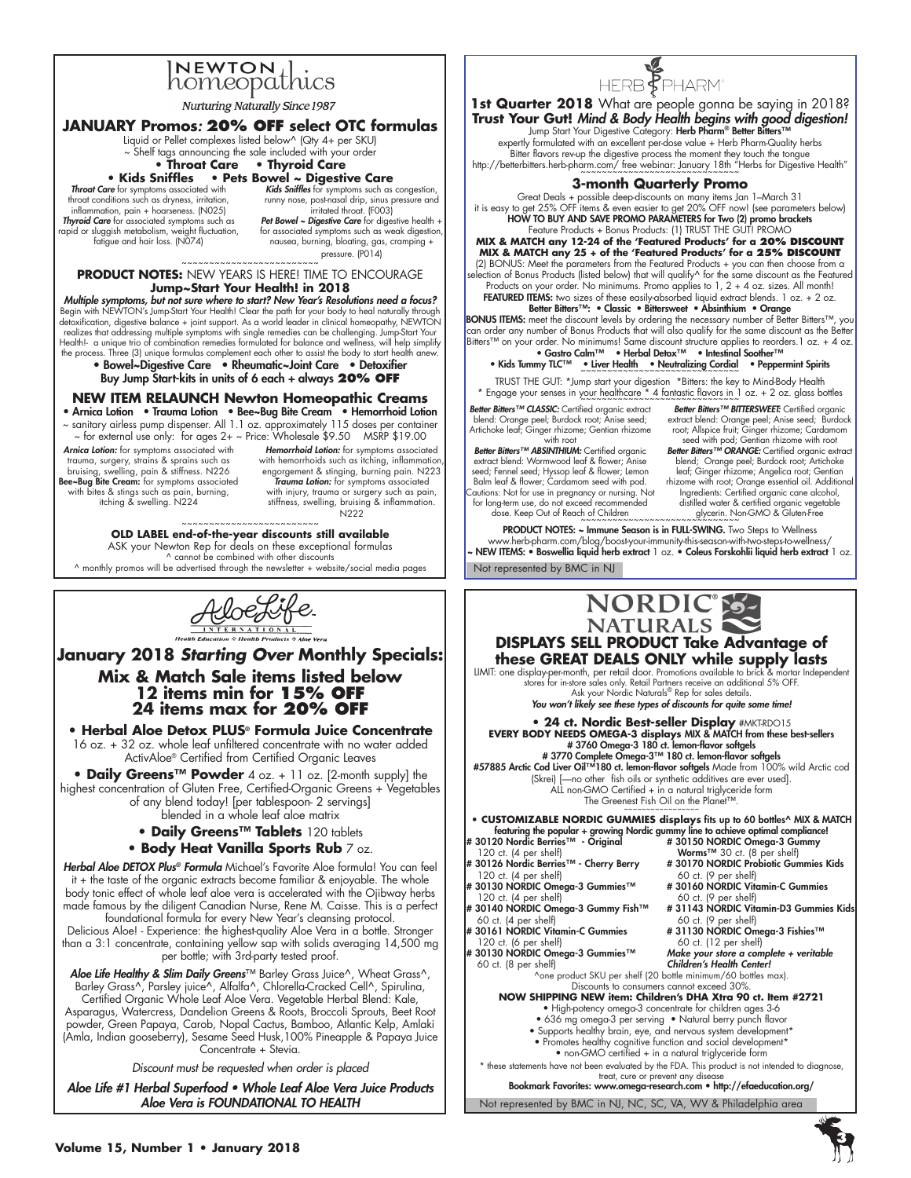# Newton homeopathics

*Nurturing Naturally Since 1987*

## JANUARY Promos: 20% OFF select OTC formulas

Liquid or Pellet complexes listed below^ (Qty 4+ per SKU)
~ Shelf tags announcing the sale included with your order

**• Throat Care • Thyroid Care**
**• Kids Sniffles • Pets Bowel ~ Digestive Care**

***Throat Care*** for symptoms associated with throat conditions such as dryness, irritation, inflammation, pain + hoarseness. (N025)

***Thyroid Care*** for associated symptoms such as rapid or sluggish metabolism, weight fluctuation, fatigue and hair loss. (N074)

***Kids Sniffles*** for symptoms such as congestion, runny nose, post-nasal drip, sinus pressure and irritated throat. (F003)

***Pet Bowel ~ Digestive Care*** for digestive health + for associated symptoms such as weak digestion, nausea, burning, bloating, gas, cramping + pressure. (P014)

**PRODUCT NOTES:** NEW YEARS IS HERE! TIME TO ENCOURAGE
**Jump~Start Your Health! in 2018**

***Multiple symptoms, but not sure where to start? New Year's Resolutions need a focus?*** Begin with NEWTON's Jump-Start Your Health! Clear the path for your body to heal naturally through detoxification, digestive balance + joint support. As a world leader in clinical homeopathy, NEWTON realizes that addressing multiple symptoms with single remedies can be challenging. Jump-Start Your Health!- a unique trio of combination remedies formulated for balance and wellness, will help simplify the process. Three (3) unique formulas complement each other to assist the body to start health anew.

**• Bowel~Digestive Care • Rheumatic~Joint Care • Detoxifier**
**Buy Jump Start-kits in units of 6 each + always 20% OFF**

### NEW ITEM RELAUNCH Newton Homeopathic Creams

**• Arnica Lotion • Trauma Lotion • Bee~Bug Bite Cream • Hemorrhoid Lotion**
~ sanitary airless pump dispenser. All 1.1 oz. approximately 115 doses per container ~ for external use only: for ages 2+ ~ Price: Wholesale $9.50 MSRP $19.00

***Arnica Lotion:*** for symptoms associated with trauma, surgery, strains & sprains such as bruising, swelling, pain & stiffness. N226

**Bee~Bug Bite Cream:** for symptoms associated with bites & stings such as pain, burning, itching & swelling. N224

***Hemorrhoid Lotion:*** for symptoms associated with hemorrhoids such as itching, inflammation, engorgement & stinging, burning pain. N223

***Trauma Lotion:*** for symptoms associated with injury, trauma or surgery such as pain, stiffness, swelling, bruising & inflammation. N222

**OLD LABEL end-of-the-year discounts still available**
ASK your Newton Rep for deals on these exceptional formulas
^ cannot be combined with other discounts
^ monthly promos will be advertised through the newsletter + website/social media pages

---

# HERB PHARM

**1st Quarter 2018** What are people gonna be saying in 2018?
**Trust Your Gut!** ***Mind & Body Health begins with good digestion!***

Jump Start Your Digestive Category: **Herb Pharm® Better Bitters™** expertly formulated with an excellent per-dose value + Herb Pharm-Quality herbs
Bitter flavors rev-up the digestive process the moment they touch the tongue
http://betterbitters.herb-pharm.com/ free webinar: January 18th "Herbs for Digestive Health"

## 3-month Quarterly Promo

Great Deals + possible deep-discounts on many items Jan 1–March 31
it is easy to get 25% OFF items & even easier to get 20% OFF now! (see parameters below)
**HOW TO BUY AND SAVE PROMO PARAMETERS for Two (2) promo brackets**
Feature Products + Bonus Products: (1) TRUST THE GUT! PROMO

**MIX & MATCH any 12-24 of the 'Featured Products' for a 20% DISCOUNT**
**MIX & MATCH any 25 + of the 'Featured Products' for a 25% DISCOUNT**

(2) BONUS: Meet the parameters from the Featured Products + you can then choose from a selection of Bonus Products (listed below) that will qualify^ for the same discount as the Featured Products on your order. No minimums. Promo applies to 1, 2 + 4 oz. sizes. All month!

**FEATURED ITEMS:** two sizes of these easily-absorbed liquid extract blends. 1 oz. + 2 oz.
**Better Bitters™: • Classic • Bittersweet • Absinthium • Orange**

**BONUS ITEMS:** meet the discount levels by ordering the necessary number of Better Bitters™, you can order any number of Bonus Products that will also qualify for the same discount as the Better Bitters™ on your order. No minimums! Same discount structure applies to reorders.1 oz. + 4 oz.

**• Gastro Calm™ • Herbal Detox™ • Intestinal Soother™**
**• Kids Tummy TLC™ • Liver Health • Neutralizing Cordial • Peppermint Spirits**

TRUST THE GUT: *Jump start your digestion *Bitters: the key to Mind-Body Health
* Engage your senses in your healthcare * 4 fantastic flavors in 1 oz. + 2 oz. glass bottles

***Better Bitters™ CLASSIC:*** Certified organic extract blend: Orange peel; Burdock root; Anise seed; Artichoke leaf; Ginger rhizome; Gentian rhizome with root

***Better Bitters™ ABSINTHIUM:*** Certified organic extract blend: Wormwood leaf & flower; Anise seed; Fennel seed; Hyssop leaf & flower; Lemon Balm leaf & flower; Cardamom seed with pod. Cautions: Not for use in pregnancy or nursing. Not for long-term use, do not exceed recommended dose. Keep Out of Reach of Children

***Better Bitters™ BITTERSWEET:*** Certified organic extract blend: Orange peel; Anise seed; Burdock root; Allspice fruit; Ginger rhizome; Cardamom seed with pod; Gentian rhizome with root

***Better Bitters™ ORANGE:*** Certified organic extract blend; Orange peel; Burdock root; Artichoke leaf; Ginger rhizome; Angelica root; Gentian rhizome with root; Orange essential oil. Additional Ingredients: Certified organic cane alcohol, distilled water & certified organic vegetable glycerin. Non-GMO & Gluten-Free

**PRODUCT NOTES: ~ Immune Season is in FULL-SWING.** Two Steps to Wellness
www.herb-pharm.com/blog/boost-your-immunity-this-season-with-two-steps-to-wellness/
**~ NEW ITEMS: • Boswellia liquid herb extract** 1 oz. **• Coleus Forskohlii liquid herb extract** 1 oz.

Not represented by BMC in NJ

---

# AloeLife INTERNATIONAL

*Health Education ◊ Health Products ◊ Aloe Vera*

## January 2018 *Starting Over* Monthly Specials:

## Mix & Match Sale items listed below 12 items min for 15% OFF 24 items max for 20% OFF

**• Herbal Aloe Detox PLUS® Formula Juice Concentrate**
16 oz. + 32 oz. whole leaf unfiltered concentrate with no water added ActivAloe® Certified from Certified Organic Leaves

**• Daily Greens™ Powder** 4 oz. + 11 oz. [2-month supply] the highest concentration of Gluten Free, Certified-Organic Greens + Vegetables of any blend today! [per tablespoon- 2 servings] blended in a whole leaf aloe matrix

**• Daily Greens™ Tablets** 120 tablets

**• Body Heat Vanilla Sports Rub** 7 oz.

***Herbal Aloe DETOX Plus® Formula*** Michael's Favorite Aloe formula! You can feel it + the taste of the organic extracts become familiar & enjoyable. The whole body tonic effect of whole leaf aloe vera is accelerated with the Ojibway herbs made famous by the diligent Canadian Nurse, Rene M. Caisse. This is a perfect foundational formula for every New Year's cleansing protocol.
Delicious Aloe! - Experience: the highest-quality Aloe Vera in a bottle. Stronger than a 3:1 concentrate, containing yellow sap with solids averaging 14,500 mg per bottle; with 3rd-party tested proof.

***Aloe Life Healthy & Slim Daily Greens***™ Barley Grass Juice^, Wheat Grass^, Barley Grass^, Parsley juice^, Alfalfa^, Chlorella-Cracked Cell^, Spirulina, Certified Organic Whole Leaf Aloe Vera. Vegetable Herbal Blend: Kale, Asparagus, Watercress, Dandelion Greens & Roots, Broccoli Sprouts, Beet Root powder, Green Papaya, Carob, Nopal Cactus, Bamboo, Atlantic Kelp, Amlaki (Amla, Indian gooseberry), Sesame Seed Husk,100% Pineapple & Papaya Juice Concentrate + Stevia.

*Discount must be requested when order is placed*

***Aloe Life #1 Herbal Superfood • Whole Leaf Aloe Vera Juice Products***
***Aloe Vera is FOUNDATIONAL TO HEALTH***

---

# NORDIC® NATURALS

## DISPLAYS SELL PRODUCT Take Advantage of these GREAT DEALS ONLY while supply lasts

LIMIT: one display-per-month, per retail door. Promotions available to brick & mortar Independent stores for in-store sales only. Retail Partners receive an additional 5% OFF.
Ask your Nordic Naturals® Rep for sales details.
***You won't likely see these types of discounts for quite some time!***

**• 24 ct. Nordic Best-seller Display** #MKT-RDO15
**EVERY BODY NEEDS OMEGA-3 displays** MIX & MATCH from these best-sellers
**# 3760 Omega-3 180 ct. lemon-flavor softgels**
**# 3770 Complete Omega-3™ 180 ct. lemon-flavor softgels**
**#57885 Arctic Cod Liver Oil™180 ct. lemon-flavor softgels** Made from 100% wild Arctic cod (Skrei) [—no other fish oils or synthetic additives are ever used].
ALL non-GMO Certified + in a natural triglyceride form
The Greenest Fish Oil on the Planet™.

**• CUSTOMIZABLE NORDIC GUMMIES displays** fits up to 60 bottles^ MIX & MATCH featuring the popular + growing Nordic gummy line to achieve optimal compliance!

- **# 30120 Nordic Berries™ - Original** 120 ct. (4 per shelf)
- **# 30126 Nordic Berries™ - Cherry Berry** 120 ct. (4 per shelf)
- **# 30130 NORDIC Omega-3 Gummies™** 120 ct. (4 per shelf)
- **# 30140 NORDIC Omega-3 Gummy Fish™** 60 ct. (4 per shelf)
- **# 30161 NORDIC Vitamin-C Gummies** 120 ct. (6 per shelf)
- **# 30130 NORDIC Omega-3 Gummies™** 60 ct. (8 per shelf)
- **# 30150 NORDIC Omega-3 Gummy Worms™** 30 ct. (8 per shelf)
- **# 30170 NORDIC Probiotic Gummies Kids** 60 ct. (9 per shelf)
- **# 30160 NORDIC Vitamin-C Gummies** 60 ct. (9 per shelf)
- **# 31143 NORDIC Vitamin-D3 Gummies Kids** 60 ct. (9 per shelf)
- **# 31130 NORDIC Omega-3 Fishies™** 60 ct. (12 per shelf)

***Make your store a complete + veritable Children's Health Center!***

^one product SKU per shelf (20 bottle minimum/60 bottles max).
Discounts to consumers cannot exceed 30%.

**NOW SHIPPING NEW item: Children's DHA Xtra 90 ct. Item #2721**

- High-potency omega-3 concentrate for children ages 3-6
- 636 mg omega-3 per serving • Natural berry punch flavor
- Supports healthy brain, eye, and nervous system development*
- Promotes healthy cognitive function and social development*
- non-GMO certified + in a natural triglyceride form

* these statements have not been evaluated by the FDA. This product is not intended to diagnose, treat, cure or prevent any disease

**Bookmark Favorites: www.omega-research.com • http://efaeducation.org/**

Not represented by BMC in NJ, NC, SC, VA, WV & Philadelphia area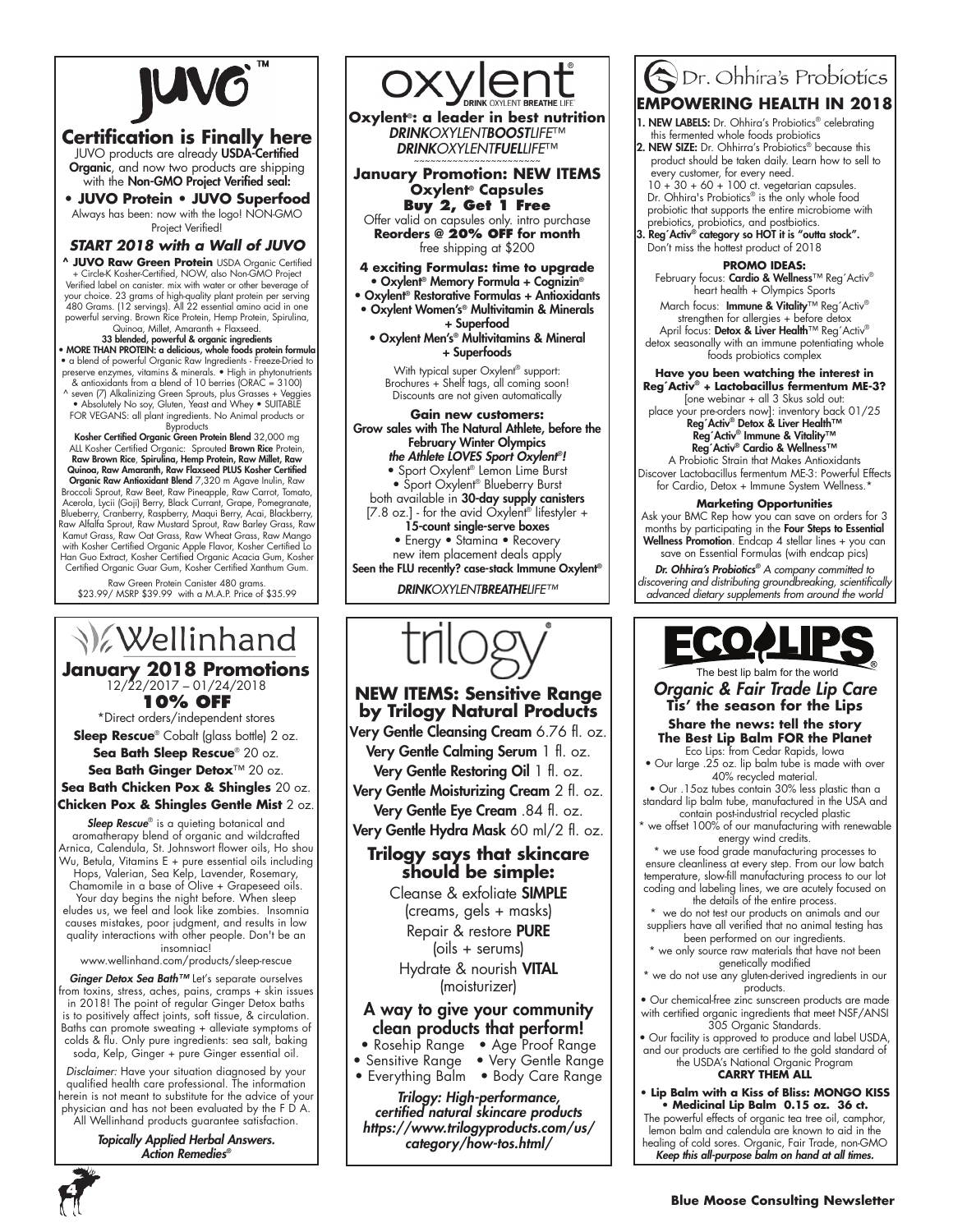# JUVO™

## Certification is Finally here

JUVO products are already **USDA-Certified Organic**, and now two products are shipping with the **Non-GMO Project Verified seal:**

**• JUVO Protein • JUVO Superfood**

Always has been: now with the logo! NON-GMO Project Verified!

### *START 2018 with a Wall of JUVO*

^ **JUVO Raw Green Protein** USDA Organic Certified + Circle-K Kosher-Certified, NOW, also Non-GMO Project Verified label on canister. mix with water or other beverage of your choice. 23 grams of high-quality plant protein per serving 480 Grams. (12 servings). All 22 essential amino acid in one powerful serving. Brown Rice Protein, Hemp Protein, Spirulina, Quinoa, Millet, Amaranth + Flaxseed.

**33 blended, powerful & organic ingredients**

• **MORE THAN PROTEIN: a delicious, whole foods protein formula**

• a blend of powerful Organic Raw Ingredients - Freeze-Dried to preserve enzymes, vitamins & minerals. • High in phytonutrients & antioxidants from a blend of 10 berries (ORAC = 3100)

^ seven (7) Alkalinizing Green Sprouts, plus Grasses + Veggies

• Absolutely No soy, Gluten, Yeast and Whey • SUITABLE FOR VEGANS: all plant ingredients. No Animal products or Byproducts

**Kosher Certified Organic Green Protein Blend** 32,000 mg ALL Kosher Certified Organic: Sprouted **Brown Rice** Protein, **Raw Brown Rice, Spirulina, Hemp Protein, Raw Millet, Raw Quinoa, Raw Amaranth, Raw Flaxseed PLUS Kosher Certified Organic Raw Antioxidant Blend** 7,320 m Agave Inulin, Raw Broccoli Sprout, Raw Beet, Raw Pineapple, Raw Carrot, Tomato, Acerola, Lycii (Goji) Berry, Black Currant, Grape, Pomegranate, Blueberry, Cranberry, Raspberry, Maqui Berry, Acai, Blackberry, Raw Alfalfa Sprout, Raw Mustard Sprout, Raw Barley Grass, Raw Kamut Grass, Raw Oat Grass, Raw Wheat Grass, Raw Mango with Kosher Certified Organic Apple Flavor, Kosher Certified Lo Han Guo Extract, Kosher Certified Organic Acacia Gum, Kosher Certified Organic Guar Gum, Kosher Certified Xanthum Gum.

Raw Green Protein Canister 480 grams.
$23.99/ MSRP $39.99 with a M.A.P. Price of $35.99

# oxylent®
DRINK OXYLENT BREATHE LIFE

**Oxylent®: a leader in best nutrition**
*DRINKOXYLENTBOOSTLIFE™*
*DRINKOXYLENTFUELLIFE™*

## January Promotion: NEW ITEMS
**Oxylent® Capsules**
**Buy 2, Get 1 Free**

Offer valid on capsules only. intro purchase
**Reorders @ 20% OFF for month**
free shipping at $200

**4 exciting Formulas: time to upgrade**

- Oxylent® Memory Formula + Cognizin®
- Oxylent® Restorative Formulas + Antioxidants
- Oxylent Women's® Multivitamin & Minerals + Superfood
- Oxylent Men's® Multivitamins & Mineral + Superfoods

With typical super Oxylent® support: Brochures + Shelf tags, all coming soon! Discounts are not given automatically

**Gain new customers:**
Grow sales with The Natural Athlete, before the February Winter Olympics
***the Athlete LOVES Sport Oxylent®!***

• Sport Oxylent® Lemon Lime Burst
• Sport Oxylent® Blueberry Burst
both available in **30-day supply canisters** [7.8 oz.] - for the avid Oxylent® lifestyler + **15-count single-serve boxes**
• Energy • Stamina • Recovery
new item placement deals apply

**Seen the FLU recently? case-stack Immune Oxylent®**

*DRINKOXYLENTBREATHELIFE™*

# Dr. Ohhira's Probiotics

## EMPOWERING HEALTH IN 2018

1. **NEW LABELS:** Dr. Ohhira's Probiotics® celebrating this fermented whole foods probiotics
2. **NEW SIZE:** Dr. Ohhira's Probiotics® because this product should be taken daily. Learn how to sell to every customer, for every need.
   10 + 30 + 60 + 100 ct. vegetarian capsules.
   Dr. Ohhira's Probiotics® is the only whole food probiotic that supports the entire microbiome with prebiotics, probiotics, and postbiotics.
3. **Reg´Activ® category so HOT it is "outta stock".** Don't miss the hottest product of 2018

**PROMO IDEAS:**

February focus: **Cardio & Wellness**™ Reg´Activ® heart health + Olympics Sports

March focus: **Immune & Vitality**™ Reg´Activ® strengthen for allergies + before detox

April focus: **Detox & Liver Health**™ Reg´Activ® detox seasonally with an immune potentiating whole foods probiotics complex

**Have you been watching the interest in Reg´Activ® + Lactobacillus fermentum ME-3?**

[one webinar + all 3 Skus sold out: place your pre-orders now] inventory back 01/25

**Reg´Activ® Detox & Liver Health™**
**Reg´Activ® Immune & Vitality™**
**Reg´Activ® Cardio & Wellness™**

A Probiotic Strain that Makes Antioxidants

Discover Lactobacillus fermentum ME-3: Powerful Effects for Cardio, Detox + Immune System Wellness.*

**Marketing Opportunities**

Ask your BMC Rep how you can save on orders for 3 months by participating in the **Four Steps to Essential Wellness Promotion**. Endcap 4 stellar lines + you can save on Essential Formulas (with endcap pics)

*Dr. Ohhira's Probiotics® A company committed to discovering and distributing groundbreaking, scientifically advanced dietary supplements from around the world*

# Wellinhand

## January 2018 Promotions
12/22/2017 – 01/24/2018

**10% OFF**

*Direct orders/independent stores

**Sleep Rescue**® Cobalt (glass bottle) 2 oz.
**Sea Bath Sleep Rescue**® 20 oz.
**Sea Bath Ginger Detox**™ 20 oz.
**Sea Bath Chicken Pox & Shingles** 20 oz.
**Chicken Pox & Shingles Gentle Mist** 2 oz.

***Sleep Rescue***® is a quieting botanical and aromatherapy blend of organic and wildcrafted Arnica, Calendula, St. Johnswort flower oils, Ho shou Wu, Betula, Vitamins E + pure essential oils including Hops, Valerian, Sea Kelp, Lavender, Rosemary, Chamomile in a base of Olive + Grapeseed oils. Your day begins the night before. When sleep eludes us, we feel and look like zombies. Insomnia causes mistakes, poor judgment, and results in low quality interactions with other people. Don't be an insomniac!

www.wellinhand.com/products/sleep-rescue

***Ginger Detox Sea Bath™*** Let's separate ourselves from toxins, stress, aches, pains, cramps + skin issues in 2018! The point of regular Ginger Detox baths is to positively affect joints, soft tissue, & circulation. Baths can promote sweating + alleviate symptoms of colds & flu. Only pure ingredients: sea salt, baking soda, Kelp, Ginger + pure Ginger essential oil.

*Disclaimer:* Have your situation diagnosed by your qualified health care professional. The information herein is not meant to substitute for the advice of your physician and has not been evaluated by the F D A. All Wellinhand products guarantee satisfaction.

***Topically Applied Herbal Answers. Action Remedies®***

# trilogy®

## NEW ITEMS: Sensitive Range by Trilogy Natural Products

Very Gentle Cleansing Cream 6.76 fl. oz.
Very Gentle Calming Serum 1 fl. oz.
Very Gentle Restoring Oil 1 fl. oz.
Very Gentle Moisturizing Cream 2 fl. oz.
Very Gentle Eye Cream .84 fl. oz.
Very Gentle Hydra Mask 60 ml/2 fl. oz.

### Trilogy says that skincare should be simple:

Cleanse & exfoliate **SIMPLE**
(creams, gels + masks)
Repair & restore **PURE**
(oils + serums)
Hydrate & nourish **VITAL**
(moisturizer)

### A way to give your community clean products that perform!

• Rosehip Range • Age Proof Range
• Sensitive Range • Very Gentle Range
• Everything Balm • Body Care Range

***Trilogy: High-performance, certified natural skincare products***
***https://www.trilogyproducts.com/us/category/how-tos.html/***

# ECO LIPS®
The best lip balm for the world

### *Organic & Fair Trade Lip Care*
**Tis' the season for the Lips**

**Share the news: tell the story**
**The Best Lip Balm FOR the Planet**

Eco Lips: from Cedar Rapids, Iowa

• Our large .25 oz. lip balm tube is made with over 40% recycled material.

• Our .15oz tubes contain 30% less plastic than a standard lip balm tube, manufactured in the USA and contain post-industrial recycled plastic

* we offset 100% of our manufacturing with renewable energy wind credits.

* we use food grade manufacturing processes to ensure cleanliness at every step. From our low batch temperature, slow-fill manufacturing process to our lot coding and labeling lines, we are acutely focused on the details of the entire process.

* we do not test our products on animals and our suppliers have all verified that no animal testing has been performed on our ingredients.

* we only source raw materials that have not been genetically modified

* we do not use any gluten-derived ingredients in our products.

• Our chemical-free zinc sunscreen products are made with certified organic ingredients that meet NSF/ANSI 305 Organic Standards.

• Our facility is approved to produce and label USDA, and our products are certified to the gold standard of the USDA's National Organic Program

**CARRY THEM ALL**

• **Lip Balm with a Kiss of Bliss: MONGO KISS**
• **Medicinal Lip Balm 0.15 oz. 36 ct.**

The powerful effects of organic tea tree oil, camphor, lemon balm and calendula are known to aid in the healing of cold sores. Organic, Fair Trade, non-GMO

***Keep this all-purpose balm on hand at all times.***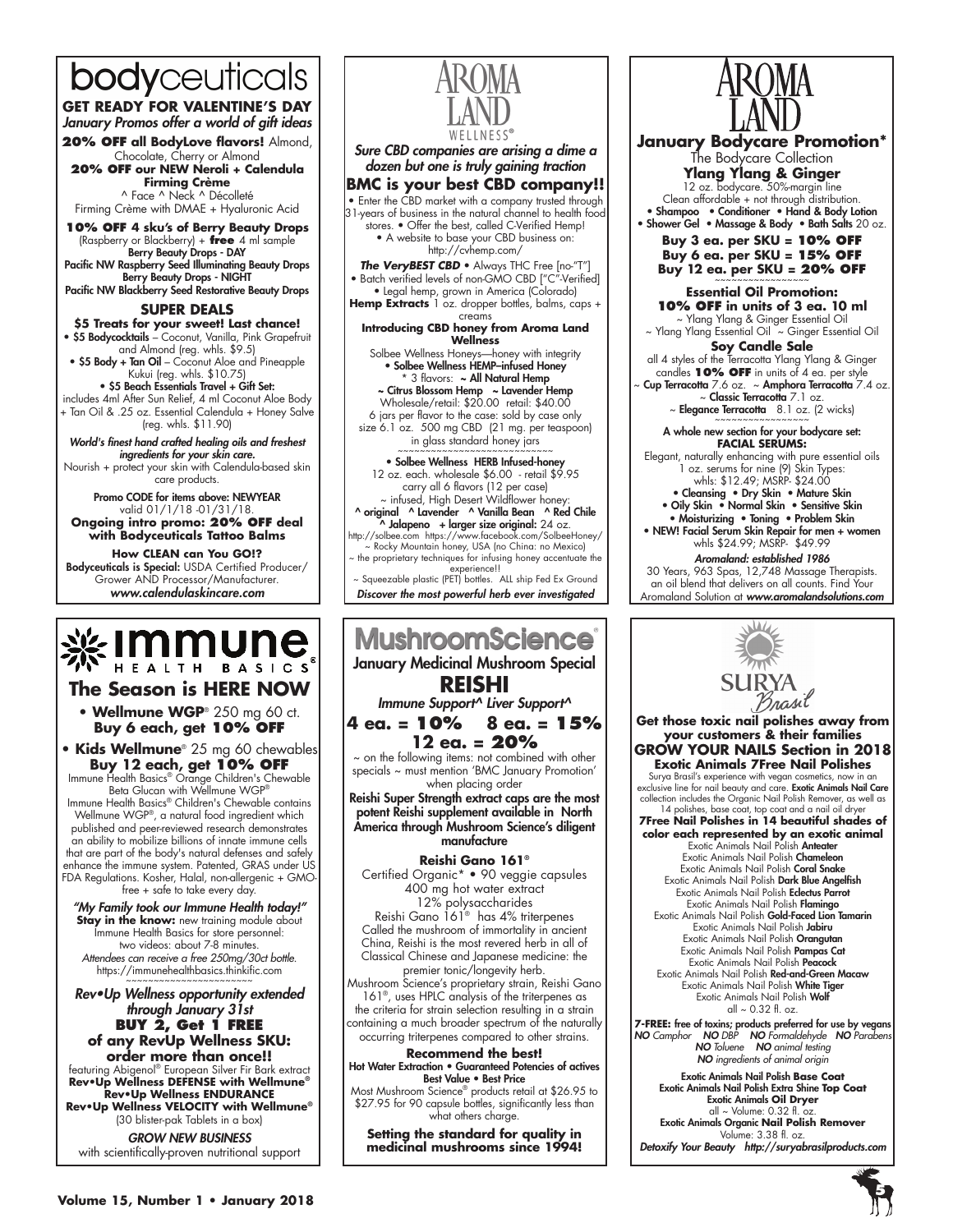# bodyceuticals

**GET READY FOR VALENTINE'S DAY**

*January Promos offer a world of gift ideas*

**20% OFF all BodyLove flavors!** Almond, Chocolate, Cherry or Almond

**20% OFF our NEW Neroli + Calendula Firming Crème**

^ Face ^ Neck ^ Décolleté

Firming Crème with DMAE + Hyaluronic Acid

**10% OFF 4 sku's of Berry Beauty Drops** (Raspberry or Blackberry) + **free** 4 ml sample

**Berry Beauty Drops - DAY**

**Pacific NW Raspberry Seed Illuminating Beauty Drops**

**Berry Beauty Drops - NIGHT**

**Pacific NW Blackberry Seed Restorative Beauty Drops**

### SUPER DEALS

**$5 Treats for your sweet! Last chance!**

- $5 Bodycocktails – Coconut, Vanilla, Pink Grapefruit and Almond (reg. whls. $9.5)
- $5 Body + Tan Oil – Coconut Aloe and Pineapple Kukui (reg. whls. $10.75)
- $5 Beach Essentials Travel + Gift Set: includes 4ml After Sun Relief, 4 ml Coconut Aloe Body + Tan Oil & .25 oz. Essential Calendula + Honey Salve (reg. whls. $11.90)

*World's finest hand crafted healing oils and freshest ingredients for your skin care.*

Nourish + protect your skin with Calendula-based skin care products.

**Promo CODE for items above: NEWYEAR**

valid 01/1/18 -01/31/18.

**Ongoing intro promo: 20% OFF deal with Bodyceuticals Tattoo Balms**

**How CLEAN can You GO!?**

**Bodyceuticals is Special:** USDA Certified Producer/ Grower AND Processor/Manufacturer.

***www.calendulaskincare.com***

---

# AROMA LAND WELLNESS®

***Sure CBD companies are arising a dime a dozen but one is truly gaining traction***

## BMC is your best CBD company!!

- Enter the CBD market with a company trusted through 31-years of business in the natural channel to health food stores.
- Offer the best, called C-Verified Hemp!
- A website to base your CBD business on: http://cvhemp.com/

***The VeryBEST CBD*** • Always THC Free [no-"T"]

- Batch verified levels of non-GMO CBD ["C"-Verified]
- Legal hemp, grown in America (Colorado)

**Hemp Extracts** 1 oz. dropper bottles, balms, caps + creams

**Introducing CBD honey from Aroma Land Wellness**

Solbee Wellness Honeys—honey with integrity

- **Solbee Wellness HEMP–infused Honey**

\* 3 flavors: **~ All Natural Hemp ~ Citrus Blossom Hemp ~ Lavender Hemp**

Wholesale/retail: $20.00 retail: $40.00

6 jars per flavor to the case: sold by case only

size 6.1 oz. 500 mg CBD (21 mg. per teaspoon) in glass standard honey jars

~~~~~~~~~~~~~~~~~~~~~~~~~~~~

- **Solbee Wellness HERB Infused-honey**

12 oz. each. wholesale $6.00 - retail $9.95

carry all 6 flavors (12 per case)

~ infused, High Desert Wildflower honey:

**^ original ^ Lavender ^ Vanilla Bean ^ Red Chile ^ Jalapeno + larger size original:** 24 oz.

http://solbee.com https://www.facebook.com/SolbeeHoney/

~ Rocky Mountain honey, USA (no China: no Mexico)

~ the proprietary techniques for infusing honey accentuate the experience!!

~ Squeezable plastic (PET) bottles. ALL ship Fed Ex Ground

***Discover the most powerful herb ever investigated***

---

# AROMA LAND

## January Bodycare Promotion*

The Bodycare Collection

**Ylang Ylang & Ginger**

12 oz. bodycare. 50%-margin line

Clean affordable + not through distribution.

**• Shampoo • Conditioner • Hand & Body Lotion**
**• Shower Gel • Massage & Body • Bath Salts** 20 oz.

**Buy 3 ea. per SKU = 10% OFF**
**Buy 6 ea. per SKU = 15% OFF**
**Buy 12 ea. per SKU = 20% OFF**

~~~~~~~~~~~~~~~~

**Essential Oil Promotion:**
**10% OFF in units of 3 ea. 10 ml**

~ Ylang Ylang & Ginger Essential Oil

~ Ylang Ylang Essential Oil ~ Ginger Essential Oil

**Soy Candle Sale**

all 4 styles of the Terracotta Ylang Ylang & Ginger candles **10% OFF** in units of 4 ea. per style

~ **Cup Terracotta** 7.6 oz. ~ **Amphora Terracotta** 7.4 oz.

~ **Classic Terracotta** 7.1 oz.

~ **Elegance Terracotta** 8.1 oz. (2 wicks)

~~~~~~~~~~~~~~~~

**A whole new section for your bodycare set:**

**FACIAL SERUMS:**

Elegant, naturally enhancing with pure essential oils

1 oz. serums for nine (9) Skin Types:

whls: $12.49; MSRP- $24.00

**• Cleansing • Dry Skin • Mature Skin**
**• Oily Skin • Normal Skin • Sensitive Skin**
**• Moisturizing • Toning • Problem Skin**
**• NEW! Facial Serum Skin Repair for men + women**

whls $24.99; MSRP- $49.99

***Aromaland: established 1986***

30 Years, 963 Spas, 12,748 Massage Therapists. an oil blend that delivers on all counts. Find Your Aromaland Solution at ***www.aromalandsolutions.com***

---

# immune HEALTH BASICS®

## The Season is HERE NOW

- **Wellmune WGP**® 250 mg 60 ct. **Buy 6 each, get 10% OFF**
- **Kids Wellmune**® 25 mg 60 chewables **Buy 12 each, get 10% OFF**

Immune Health Basics® Orange Children's Chewable Beta Glucan with Wellmune WGP®

Immune Health Basics® Children's Chewable contains Wellmune WGP®, a natural food ingredient which published and peer-reviewed research demonstrates an ability to mobilize billions of innate immune cells that are part of the body's natural defenses and safely enhance the immune system. Patented, GRAS under US FDA Regulations. Kosher, Halal, non-allergenic + GMO-free + safe to take every day.

***"My Family took our Immune Health today!"***

**Stay in the know:** new training module about Immune Health Basics for store personnel: two videos: about 7-8 minutes.

*Attendees can receive a free 250mg/30ct bottle.*

https://immunehealthbasics.thinkific.com

~~~~~~~~~~~~~~~~~~~~~~

***Rev•Up Wellness opportunity extended through January 31st***

**BUY 2, Get 1 FREE of any RevUp Wellness SKU: order more than once!!**

featuring Abigenol® European Silver Fir Bark extract

**Rev•Up Wellness DEFENSE with Wellmune®**

**Rev•Up Wellness ENDURANCE**

**Rev•Up Wellness VELOCITY with Wellmune®**

(30 blister-pak Tablets in a box)

*GROW NEW BUSINESS*

with scientifically-proven nutritional support

---

# MushroomScience®

January Medicinal Mushroom Special

## REISHI

*Immune Support^ Liver Support^*

**4 ea. = 10% 8 ea. = 15% 12 ea. = 20%**

~ on the following items: not combined with other specials ~ must mention 'BMC January Promotion' when placing order

**Reishi Super Strength extract caps are the most potent Reishi supplement available in North America through Mushroom Science's diligent manufacture**

**Reishi Gano 161®**

Certified Organic* • 90 veggie capsules

400 mg hot water extract

12% polysaccharides

Reishi Gano 161® has 4% triterpenes

Called the mushroom of immortality in ancient China, Reishi is the most revered herb in all of Classical Chinese and Japanese medicine: the premier tonic/longevity herb.

Mushroom Science's proprietary strain, Reishi Gano 161®, uses HPLC analysis of the triterpenes as the criteria for strain selection resulting in a strain containing a much broader spectrum of the naturally occurring triterpenes compared to other strains.

**Recommend the best!**

**Hot Water Extraction • Guaranteed Potencies of actives Best Value • Best Price**

Most Mushroom Science® products retail at $26.95 to $27.95 for 90 capsule bottles, significantly less than what others charge.

**Setting the standard for quality in medicinal mushrooms since 1994!**

---

# SURYA Brasil

**Get those toxic nail polishes away from your customers & their families**

## GROW YOUR NAILS Section in 2018

**Exotic Animals 7Free Nail Polishes**

Surya Brasil's experience with vegan cosmetics, now in an exclusive line for nail beauty and care. **Exotic Animals Nail Care** collection includes the Organic Nail Polish Remover, as well as 14 polishes, base coat, top coat and a nail oil dryer

**7Free Nail Polishes in 14 beautiful shades of color each represented by an exotic animal**

Exotic Animals Nail Polish **Anteater**
Exotic Animals Nail Polish **Chameleon**
Exotic Animals Nail Polish **Coral Snake**
Exotic Animals Nail Polish **Dark Blue Angelfish**
Exotic Animals Nail Polish **Eclectus Parrot**
Exotic Animals Nail Polish **Flamingo**
Exotic Animals Nail Polish **Gold-Faced Lion Tamarin**
Exotic Animals Nail Polish **Jabiru**
Exotic Animals Nail Polish **Orangutan**
Exotic Animals Nail Polish **Pampas Cat**
Exotic Animals Nail Polish **Peacock**
Exotic Animals Nail Polish **Red-and-Green Macaw**
Exotic Animals Nail Polish **White Tiger**
Exotic Animals Nail Polish **Wolf**

all ~ 0.32 fl. oz.

**7-FREE:** free of toxins; products preferred for use by vegans

***NO** Camphor* ***NO** DBP* ***NO** Formaldehyde* ***NO** Parabens* ***NO** Toluene* ***NO** animal testing* ***NO** ingredients of animal origin*

Exotic Animals Nail Polish **Base Coat**

Exotic Animals Nail Polish Extra Shine **Top Coat**

Exotic Animals **Oil Dryer**

all ~ Volume: 0.32 fl. oz.

Exotic Animals Organic **Nail Polish Remover**

Volume: 3.38 fl. oz.

*Detoxify Your Beauty http://suryabrasilproducts.com*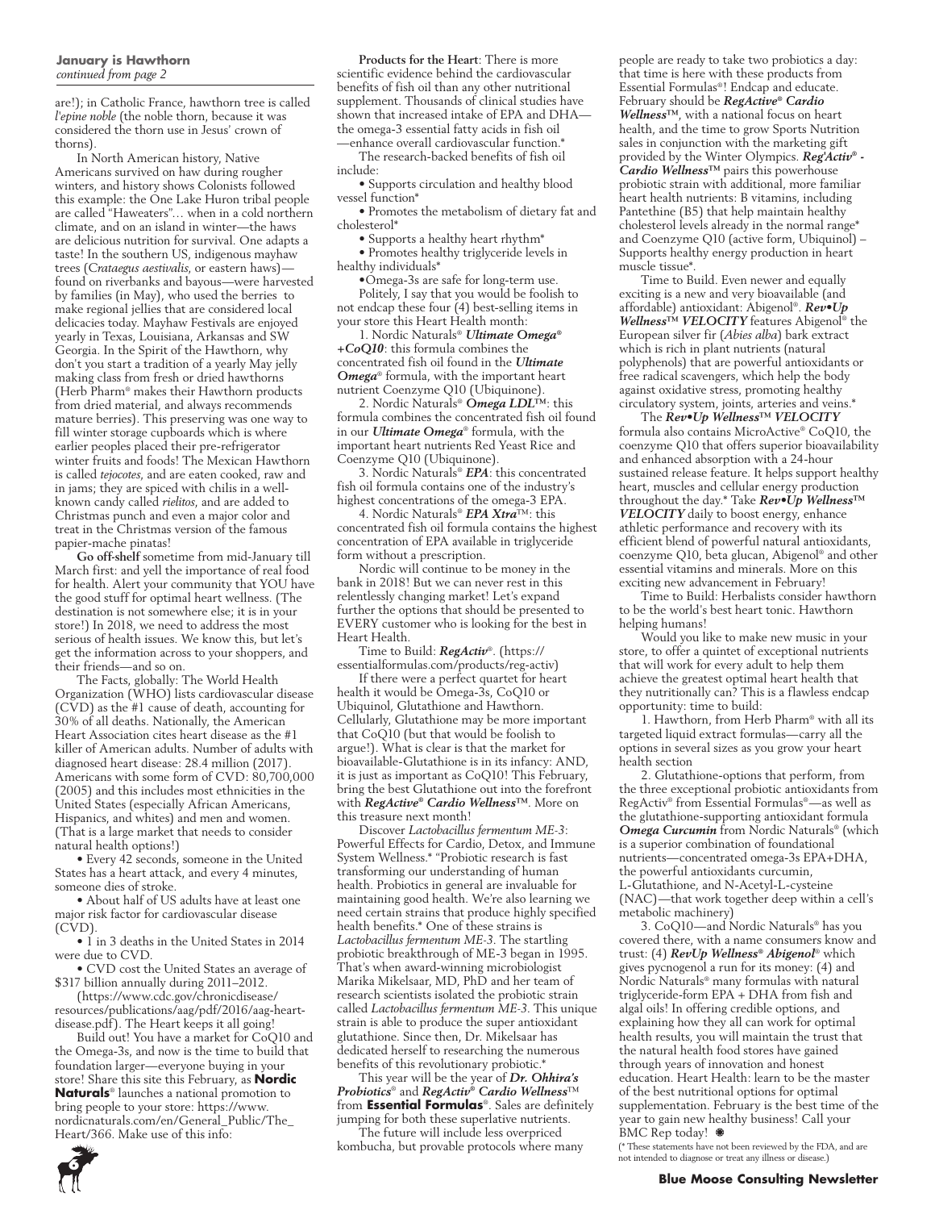**January is Hawthorn**
*continued from page 2*

are!); in Catholic France, hawthorn tree is called *l'epine noble* (the noble thorn, because it was considered the thorn use in Jesus' crown of thorns).

In North American history, Native Americans survived on haw during rougher winters, and history shows Colonists followed this example: the One Lake Huron tribal people are called "Haweaters"… when in a cold northern climate, and on an island in winter—the haws are delicious nutrition for survival. One adapts a taste! In the southern US, indigenous mayhaw trees (*Crataegus aestivalis*, or eastern haws)—found on riverbanks and bayous—were harvested by families (in May), who used the berries to make regional jellies that are considered local delicacies today. Mayhaw Festivals are enjoyed yearly in Texas, Louisiana, Arkansas and SW Georgia. In the Spirit of the Hawthorn, why don't you start a tradition of a yearly May jelly making class from fresh or dried hawthorns (Herb Pharm® makes their Hawthorn products from dried material, and always recommends mature berries). This preserving was one way to fill winter storage cupboards which is where earlier peoples placed their pre-refrigerator winter fruits and foods! The Mexican Hawthorn is called *tejocotes*, and are eaten cooked, raw and in jams; they are spiced with chilis in a well-known candy called *rielitos*, and are added to Christmas punch and even a major color and treat in the Christmas version of the famous papier-mache pinatas!

**Go off-shelf** sometime from mid-January till March first: and yell the importance of real food for health. Alert your community that YOU have the good stuff for optimal heart wellness. (The destination is not somewhere else; it is in your store!) In 2018, we need to address the most serious of health issues. We know this, but let's get the information across to your shoppers, and their friends—and so on.

The Facts, globally: The World Health Organization (WHO) lists cardiovascular disease (CVD) as the #1 cause of death, accounting for 30% of all deaths. Nationally, the American Heart Association cites heart disease as the #1 killer of American adults. Number of adults with diagnosed heart disease: 28.4 million (2017). Americans with some form of CVD: 80,700,000 (2005) and this includes most ethnicities in the United States (especially African Americans, Hispanics, and whites) and men and women. (That is a large market that needs to consider natural health options!)

- Every 42 seconds, someone in the United States has a heart attack, and every 4 minutes, someone dies of stroke.
- About half of US adults have at least one major risk factor for cardiovascular disease (CVD).
- 1 in 3 deaths in the United States in 2014 were due to CVD.
- CVD cost the United States an average of $317 billion annually during 2011–2012.

(https://www.cdc.gov/chronicdisease/resources/publications/aag/pdf/2016/aag-heart-disease.pdf). The Heart keeps it all going!

Build out! You have a market for CoQ10 and the Omega-3s, and now is the time to build that foundation larger—everyone buying in your store! Share this site this February, as **Nordic Naturals**® launches a national promotion to bring people to your store: https://www.nordicnaturals.com/en/General_Public/The_Heart/366. Make use of this info:

**Products for the Heart**: There is more scientific evidence behind the cardiovascular benefits of fish oil than any other nutritional supplement. Thousands of clinical studies have shown that increased intake of EPA and DHA—the omega-3 essential fatty acids in fish oil—enhance overall cardiovascular function.*

The research-backed benefits of fish oil include:

- Supports circulation and healthy blood vessel function*
- Promotes the metabolism of dietary fat and cholesterol*
- Supports a healthy heart rhythm*
- Promotes healthy triglyceride levels in healthy individuals*
- Omega-3s are safe for long-term use.

Politely, I say that you would be foolish to not endcap these four (4) best-selling items in your store this Heart Health month:

1. Nordic Naturals® ***Ultimate Omega® +CoQ10***: this formula combines the concentrated fish oil found in the ***Ultimate Omega***® formula, with the important heart nutrient Coenzyme Q10 (Ubiquinone).
2. Nordic Naturals® ***Omega LDL***™: this formula combines the concentrated fish oil found in our ***Ultimate Omega***® formula, with the important heart nutrients Red Yeast Rice and Coenzyme Q10 (Ubiquinone).
3. Nordic Naturals® ***EPA***: this concentrated fish oil formula contains one of the industry's highest concentrations of the omega-3 EPA.
4. Nordic Naturals® ***EPA Xtra***™: this concentrated fish oil formula contains the highest concentration of EPA available in triglyceride form without a prescription.

Nordic will continue to be money in the bank in 2018! But we can never rest in this relentlessly changing market! Let's expand further the options that should be presented to EVERY customer who is looking for the best in Heart Health.

Time to Build: ***RegActiv***®. (https://essentialformulas.com/products/reg-activ)

If there were a perfect quartet for heart health it would be Omega-3s, CoQ10 or Ubiquinol, Glutathione and Hawthorn. Cellularly, Glutathione may be more important that CoQ10 (but that would be foolish to argue!). What is clear is that the market for bioavailable-Glutathione is in its infancy: AND, it is just as important as CoQ10! This February, bring the best Glutathione out into the forefront with ***RegActive® Cardio Wellness***™. More on this treasure next month!

Discover *Lactobacillus fermentum ME-3*: Powerful Effects for Cardio, Detox, and Immune System Wellness.* "Probiotic research is fast transforming our understanding of human health. Probiotics in general are invaluable for maintaining good health. We're also learning we need certain strains that produce highly specified health benefits.* One of these strains is *Lactobacillus fermentum ME-3*. The startling probiotic breakthrough of ME-3 began in 1995. That's when award-winning microbiologist Marika Mikelsaar, MD, PhD and her team of research scientists isolated the probiotic strain called *Lactobacillus fermentum ME-3*. This unique strain is able to produce the super antioxidant glutathione. Since then, Dr. Mikelsaar has dedicated herself to researching the numerous benefits of this revolutionary probiotic.*

This year will be the year of ***Dr. Ohhira's Probiotics***® and ***RegActiv® Cardio Wellness***™ from **Essential Formulas**®. Sales are definitely jumping for both these superlative nutrients.

The future will include less overpriced kombucha, but provable protocols where many people are ready to take two probiotics a day: that time is here with these products from Essential Formulas®! Endcap and educate. February should be ***RegActive® Cardio Wellness***™, with a national focus on heart health, and the time to grow Sports Nutrition sales in conjunction with the marketing gift provided by the Winter Olympics. ***Reg'Activ® - Cardio Wellness***™ pairs this powerhouse probiotic strain with additional, more familiar heart health nutrients: B vitamins, including Pantethine (B5) that help maintain healthy cholesterol levels already in the normal range* and Coenzyme Q10 (active form, Ubiquinol) – Supports healthy energy production in heart muscle tissue*.

Time to Build. Even newer and equally exciting is a new and very bioavailable (and affordable) antioxidant: Abigenol®. ***Rev•Up Wellness***™ ***VELOCITY*** features Abigenol® the European silver fir (*Abies alba*) bark extract which is rich in plant nutrients (natural polyphenols) that are powerful antioxidants or free radical scavengers, which help the body against oxidative stress, promoting healthy circulatory system, joints, arteries and veins.*

The ***Rev•Up Wellness***™ ***VELOCITY*** formula also contains MicroActive® CoQ10, the coenzyme Q10 that offers superior bioavailability and enhanced absorption with a 24-hour sustained release feature. It helps support healthy heart, muscles and cellular energy production throughout the day.* Take ***Rev•Up Wellness***™ ***VELOCITY*** daily to boost energy, enhance athletic performance and recovery with its efficient blend of powerful natural antioxidants, coenzyme Q10, beta glucan, Abigenol® and other essential vitamins and minerals. More on this exciting new advancement in February!

Time to Build: Herbalists consider hawthorn to be the world's best heart tonic. Hawthorn helping humans!

Would you like to make new music in your store, to offer a quintet of exceptional nutrients that will work for every adult to help them achieve the greatest optimal heart health that they nutritionally can? This is a flawless endcap opportunity: time to build:

1. Hawthorn, from Herb Pharm® with all its targeted liquid extract formulas—carry all the options in several sizes as you grow your heart health section
2. Glutathione-options that perform, from the three exceptional probiotic antioxidants from RegActiv® from Essential Formulas®—as well as the glutathione-supporting antioxidant formula ***Omega Curcumin*** from Nordic Naturals® (which is a superior combination of foundational nutrients—concentrated omega-3s EPA+DHA, the powerful antioxidants curcumin, L-Glutathione, and N-Acetyl-L-cysteine (NAC)—that work together deep within a cell's metabolic machinery)
3. CoQ10—and Nordic Naturals® has you covered there, with a name consumers know and trust: (4) ***RevUp Wellness® Abigenol***® which gives pycnogenol a run for its money: (4) and Nordic Naturals® many formulas with natural triglyceride-form EPA + DHA from fish and algal oils! In offering credible options, and explaining how they all can work for optimal health results, you will maintain the trust that the natural health food stores have gained through years of innovation and honest education. Heart Health: learn to be the master of the best nutritional options for optimal supplementation. February is the best time of the year to gain new healthy business! Call your BMC Rep today!

(* These statements have not been reviewed by the FDA, and are not intended to diagnose or treat any illness or disease.)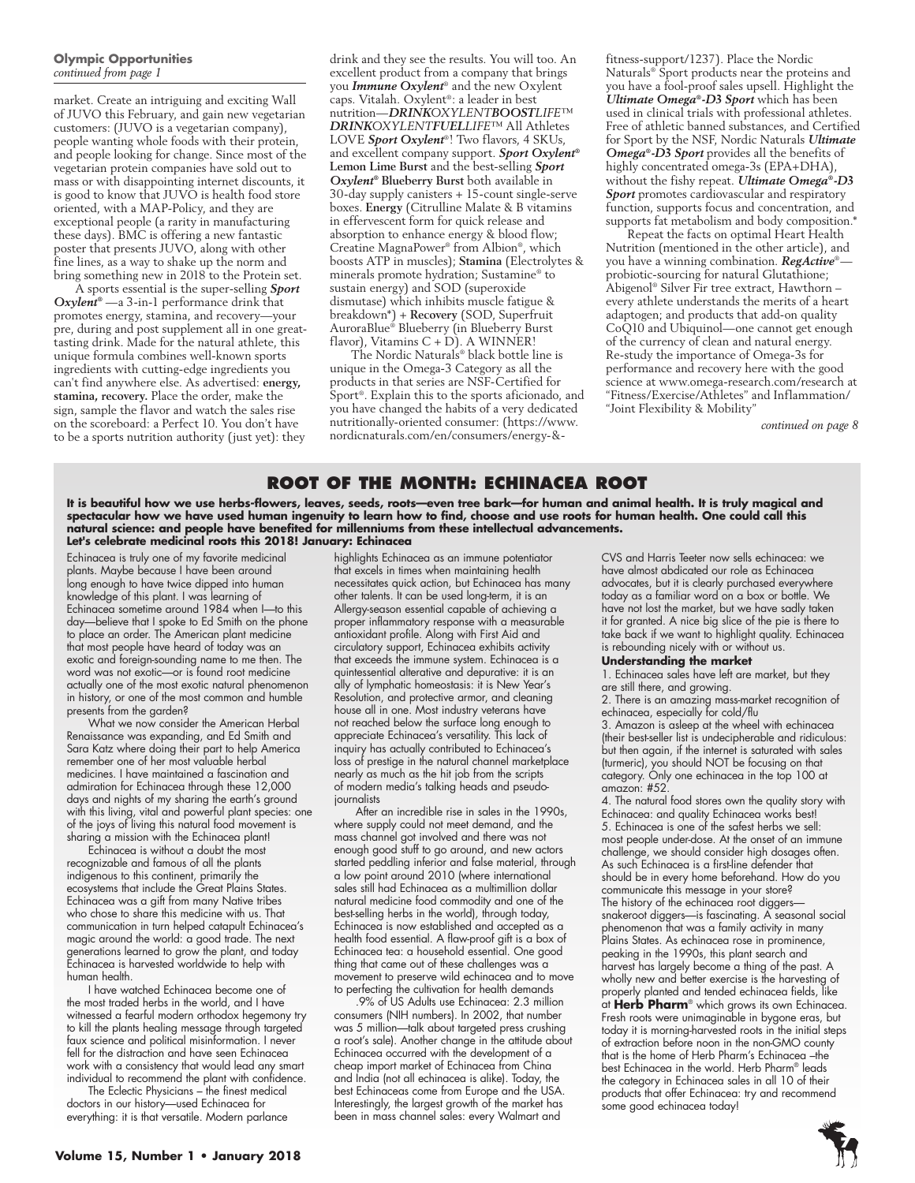**Olympic Opportunities**
*continued from page 1*

market. Create an intriguing and exciting Wall of JUVO this February, and gain new vegetarian customers: (JUVO is a vegetarian company), people wanting whole foods with their protein, and people looking for change. Since most of the vegetarian protein companies have sold out to mass or with disappointing internet discounts, it is good to know that JUVO is health food store oriented, with a MAP-Policy, and they are exceptional people (a rarity in manufacturing these days). BMC is offering a new fantastic poster that presents JUVO, along with other fine lines, as a way to shake up the norm and bring something new in 2018 to the Protein set.

A sports essential is the super-selling ***Sport Oxylent***® —a 3-in-1 performance drink that promotes energy, stamina, and recovery—your pre, during and post supplement all in one great-tasting drink. Made for the natural athlete, this unique formula combines well-known sports ingredients with cutting-edge ingredients you can't find anywhere else. As advertised: **energy, stamina, recovery.** Place the order, make the sign, sample the flavor and watch the sales rise on the scoreboard: a Perfect 10. You don't have to be a sports nutrition authority (just yet): they drink and they see the results. You will too. An excellent product from a company that brings you ***Immune Oxylent***® and the new Oxylent caps. Vitalah. Oxylent®: a leader in best nutrition—***DRINK****OXYLENT****BOOST****LIFE*™ ***DRINK****OXYLENT****FUEL****LIFE*™ All Athletes LOVE ***Sport Oxylent***®! Two flavors, 4 SKUs, and excellent company support. ***Sport Oxylent*® Lemon Lime Burst** and the best-selling ***Sport Oxylent*® Blueberry Burst** both available in 30-day supply canisters + 15-count single-serve boxes. **Energy** (Citrulline Malate & B vitamins in effervescent form for quick release and absorption to enhance energy & blood flow; Creatine MagnaPower® from Albion®, which boosts ATP in muscles); **Stamina** (Electrolytes & minerals promote hydration; Sustamine® to sustain energy) and SOD (superoxide dismutase) which inhibits muscle fatigue & breakdown*) + **Recovery** (SOD, Superfruit AuroraBlue® Blueberry (in Blueberry Burst flavor), Vitamins C + D). A WINNER!

The Nordic Naturals® black bottle line is unique in the Omega-3 Category as all the products in that series are NSF-Certified for Sport®. Explain this to the sports aficionado, and you have changed the habits of a very dedicated nutritionally-oriented consumer: (https://www.nordicnaturals.com/en/consumers/energy-&-fitness-support/1237). Place the Nordic Naturals® Sport products near the proteins and you have a fool-proof sales upsell. Highlight the ***Ultimate Omega*®-D3 Sport** which has been used in clinical trials with professional athletes. Free of athletic banned substances, and Certified for Sport by the NSF, Nordic Naturals ***Ultimate Omega*®-D3 Sport** provides all the benefits of highly concentrated omega-3s (EPA+DHA), without the fishy repeat. ***Ultimate Omega*®-D3 Sport** promotes cardiovascular and respiratory function, supports focus and concentration, and supports fat metabolism and body composition.*

Repeat the facts on optimal Heart Health Nutrition (mentioned in the other article), and you have a winning combination. ***RegActive***®—probiotic-sourcing for natural Glutathione; Abigenol® Silver Fir tree extract, Hawthorn – every athlete understands the merits of a heart adaptogen; and products that add-on quality CoQ10 and Ubiquinol—one cannot get enough of the currency of clean and natural energy. Re-study the importance of Omega-3s for performance and recovery here with the good science at www.omega-research.com/research at "Fitness/Exercise/Athletes" and Inflammation/ "Joint Flexibility & Mobility"

*continued on page 8*

## ROOT OF THE MONTH: ECHINACEA ROOT

**It is beautiful how we use herbs-flowers, leaves, seeds, roots—even tree bark—for human and animal health. It is truly magical and spectacular how we have used human ingenuity to learn how to find, choose and use roots for human health. One could call this natural science: and people have benefited for millenniums from these intellectual advancements.**
**Let's celebrate medicinal roots this 2018! January: Echinacea**

Echinacea is truly one of my favorite medicinal plants. Maybe because I have been around long enough to have twice dipped into human knowledge of this plant. I was learning of Echinacea sometime around 1984 when I—to this day—believe that I spoke to Ed Smith on the phone to place an order. The American plant medicine that most people have heard of today was an exotic and foreign-sounding name to me then. The word was not exotic—or is found root medicine actually one of the most exotic natural phenomenon in history, or one of the most common and humble presents from the garden?

What we now consider the American Herbal Renaissance was expanding, and Ed Smith and Sara Katz where doing their part to help America remember one of her most valuable herbal medicines. I have maintained a fascination and admiration for Echinacea through these 12,000 days and nights of my sharing the earth's ground with this living, vital and powerful plant species: one of the joys of living this natural food movement is sharing a mission with the Echinacea plant!

Echinacea is without a doubt the most recognizable and famous of all the plants indigenous to this continent, primarily the ecosystems that include the Great Plains States. Echinacea was a gift from many Native tribes who chose to share this medicine with us. That communication in turn helped catapult Echinacea's magic around the world: a good trade. The next generations learned to grow the plant, and today Echinacea is harvested worldwide to help with human health.

I have watched Echinacea become one of the most traded herbs in the world, and I have witnessed a fearful modern orthodox hegemony try to kill the plants healing message through targeted faux science and political misinformation. I never fell for the distraction and have seen Echinacea work with a consistency that would lead any smart individual to recommend the plant with confidence.

The Eclectic Physicians – the finest medical doctors in our history—used Echinacea for everything: it is that versatile. Modern parlance highlights Echinacea as an immune potentiator that excels in times when maintaining health necessitates quick action, but Echinacea has many other talents. It can be used long-term, it is an Allergy-season essential capable of achieving a proper inflammatory response with a measurable antioxidant profile. Along with First Aid and circulatory support, Echinacea exhibits activity that exceeds the immune system. Echinacea is a quintessential alterative and depurative: it is an ally of lymphatic homeostasis: it is New Year's Resolution, and protective armor, and cleaning house all in one. Most industry veterans have not reached below the surface long enough to appreciate Echinacea's versatility. This lack of inquiry has actually contributed to Echinacea's loss of prestige in the natural channel marketplace nearly as much as the hit job from the scripts of modern media's talking heads and pseudo-journalists

After an incredible rise in sales in the 1990s, where supply could not meet demand, and the mass channel got involved and there was not enough good stuff to go around, and new actors started peddling inferior and false material, through a low point around 2010 (where international sales still had Echinacea as a multimillion dollar natural medicine food commodity and one of the best-selling herbs in the world), through today, Echinacea is now established and accepted as a health food essential. A flaw-proof gift is a box of Echinacea tea: a household essential. One good thing that came out of these challenges was a movement to preserve wild echinacea and to move to perfecting the cultivation for health demands

.9% of US Adults use Echinacea: 2.3 million consumers (NIH numbers). In 2002, that number was 5 million—talk about targeted press crushing a root's sale). Another change in the attitude about Echinacea occurred with the development of a cheap import market of Echinacea from China and India (not all echinacea is alike). Today, the best Echinaceas come from Europe and the USA. Interestingly, the largest growth of the market has been in mass channel sales: every Walmart and CVS and Harris Teeter now sells echinacea: we have almost abdicated our role as Echinacea advocates, but it is clearly purchased everywhere today as a familiar word on a box or bottle. We have not lost the market, but we have sadly taken it for granted. A nice big slice of the pie is there to take back if we want to highlight quality. Echinacea is rebounding nicely with or without us.

**Understanding the market**

1. Echinacea sales have left are market, but they are still there, and growing.
2. There is an amazing mass-market recognition of echinacea, especially for cold/flu
3. Amazon is asleep at the wheel with echinacea (their best-seller list is undecipherable and ridiculous: but then again, if the internet is saturated with sales (turmeric), you should NOT be focusing on that category. Only one echinacea in the top 100 at amazon: #52.
4. The natural food stores own the quality story with Echinacea: and quality Echinacea works best!
5. Echinacea is one of the safest herbs we sell: most people under-dose. At the onset of an immune challenge, we should consider high dosages often. As such Echinacea is a first-line defender that should be in every home beforehand. How do you communicate this message in your store?

The history of the echinacea root diggers—snakeroot diggers—is fascinating. A seasonal social phenomenon that was a family activity in many Plains States. As echinacea rose in prominence, peaking in the 1990s, this plant search and harvest has largely become a thing of the past. A wholly new and better exercise is the harvesting of properly planted and tended echinacea fields, like at **Herb Pharm**® which grows its own Echinacea. Fresh roots were unimaginable in bygone eras, but today it is morning-harvested roots in the initial steps of extraction before noon in the non-GMO county that is the home of Herb Pharm's Echinacea –the best Echinacea in the world. Herb Pharm® leads the category in Echinacea sales in all 10 of their products that offer Echinacea: try and recommend some good echinacea today!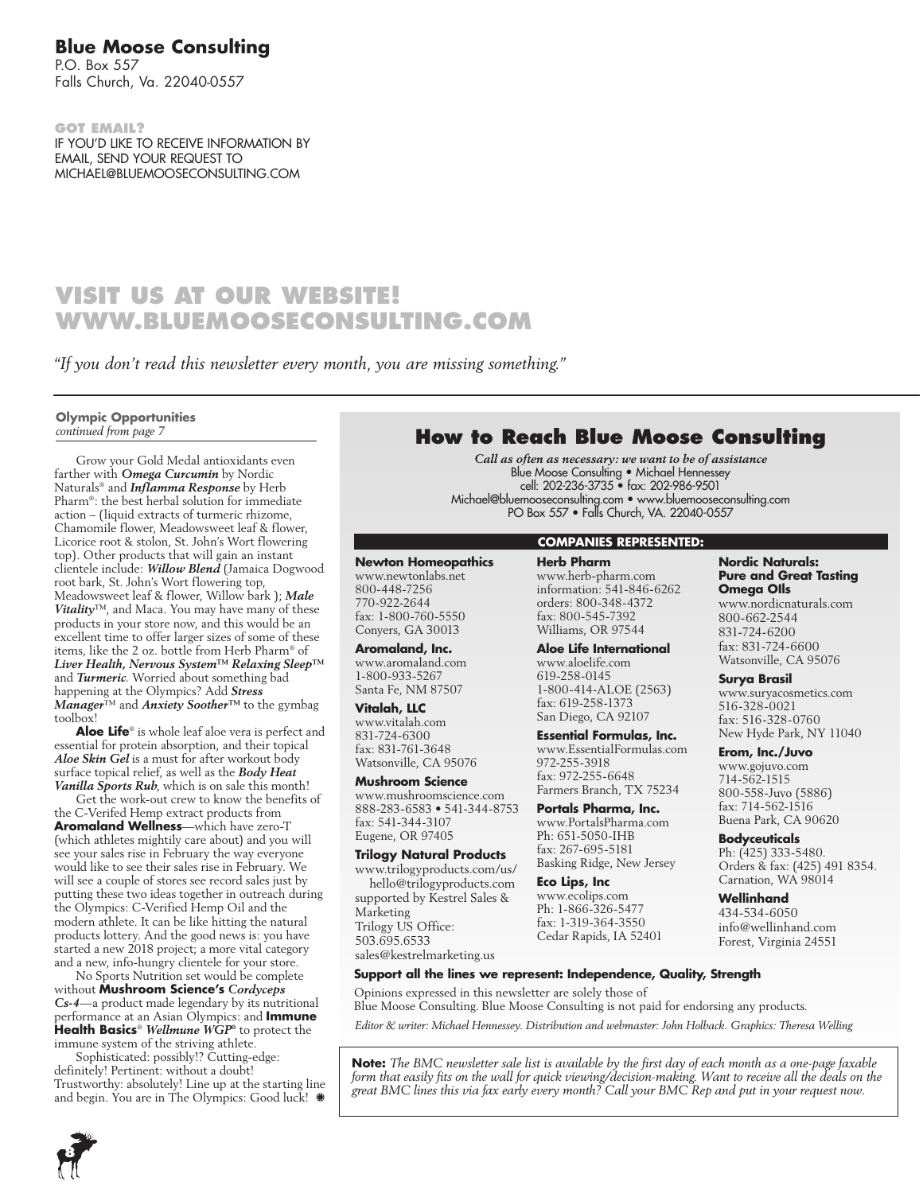## Blue Moose Consulting

P.O. Box 557
Falls Church, Va. 22040-0557

**GOT EMAIL?**
IF YOU'D LIKE TO RECEIVE INFORMATION BY EMAIL, SEND YOUR REQUEST TO MICHAEL@BLUEMOOSECONSULTING.COM

## VISIT US AT OUR WEBSITE! WWW.BLUEMOOSECONSULTING.COM

*"If you don't read this newsletter every month, you are missing something."*

---

**Olympic Opportunities**
*continued from page 7*

Grow your Gold Medal antioxidants even farther with ***Omega Curcumin*** by Nordic Naturals® and ***Inflamma Response*** by Herb Pharm®: the best herbal solution for immediate action – (liquid extracts of turmeric rhizome, Chamomile flower, Meadowsweet leaf & flower, Licorice root & stolon, St. John's Wort flowering top). Other products that will gain an instant clientele include: ***Willow Blend*** (Jamaica Dogwood root bark, St. John's Wort flowering top, Meadowsweet leaf & flower, Willow bark ); ***Male Vitality***™, and Maca. You may have many of these products in your store now, and this would be an excellent time to offer larger sizes of some of these items, like the 2 oz. bottle from Herb Pharm® of ***Liver Health, Nervous System***™ ***Relaxing Sleep***™ and ***Turmeric***. Worried about something bad happening at the Olympics? Add ***Stress Manager***™ and ***Anxiety Soother***™ to the gymbag toolbox!

**Aloe Life**® is whole leaf aloe vera is perfect and essential for protein absorption, and their topical ***Aloe Skin Gel*** is a must for after workout body surface topical relief, as well as the ***Body Heat Vanilla Sports Rub***, which is on sale this month!

Get the work-out crew to know the benefits of the C-Verifed Hemp extract products from **Aromaland Wellness**—which have zero-T (which athletes mightily care about) and you will see your sales rise in February the way everyone would like to see their sales rise in February. We will see a couple of stores see record sales just by putting these two ideas together in outreach during the Olympics: C-Verified Hemp Oil and the modern athlete. It can be like hitting the natural products lottery. And the good news is: you have started a new 2018 project; a more vital category and a new, info-hungry clientele for your store.

No Sports Nutrition set would be complete without **Mushroom Science's *Cordyceps Cs-4***—a product made legendary by its nutritional performance at an Asian Olympics: and **Immune Health Basics**® ***Wellmune WGP***® to protect the immune system of the striving athlete.

Sophisticated: possibly!? Cutting-edge: definitely! Pertinent: without a doubt! Trustworthy: absolutely! Line up at the starting line and begin. You are in The Olympics: Good luck! ❋

## How to Reach Blue Moose Consulting

***Call as often as necessary: we want to be of assistance***
Blue Moose Consulting • Michael Hennessey
cell: 202-236-3735 • fax: 202-986-9501
Michael@bluemooseconsulting.com • www.bluemooseconsulting.com
PO Box 557 • Falls Church, VA. 22040-0557

### COMPANIES REPRESENTED:

**Newton Homeopathics**
www.newtonlabs.net
800-448-7256
770-922-2644
fax: 1-800-760-5550
Conyers, GA 30013

**Aromaland, Inc.**
www.aromaland.com
1-800-933-5267
Santa Fe, NM 87507

**Vitalah, LLC**
www.vitalah.com
831-724-6300
fax: 831-761-3648
Watsonville, CA 95076

**Mushroom Science**
www.mushroomscience.com
888-283-6583 • 541-344-8753
fax: 541-344-3107
Eugene, OR 97405

**Trilogy Natural Products**
www.trilogyproducts.com/us/
hello@trilogyproducts.com
supported by Kestrel Sales & Marketing
Trilogy US Office:
503.695.6533
sales@kestrelmarketing.us

**Herb Pharm**
www.herb-pharm.com
information: 541-846-6262
orders: 800-348-4372
fax: 800-545-7392
Williams, OR 97544

**Aloe Life International**
www.aloelife.com
619-258-0145
1-800-414-ALOE (2563)
fax: 619-258-1373
San Diego, CA 92107

**Essential Formulas, Inc.**
www.EssentialFormulas.com
972-255-3918
fax: 972-255-6648
Farmers Branch, TX 75234

**Portals Pharma, Inc.**
www.PortalsPharma.com
Ph: 651-5050-IHB
fax: 267-695-5181
Basking Ridge, New Jersey

**Eco Lips, Inc**
www.ecolips.com
Ph: 1-866-326-5477
fax: 1-319-364-3550
Cedar Rapids, IA 52401

**Nordic Naturals: Pure and Great Tasting Omega OIls**
www.nordicnaturals.com
800-662-2544
831-724-6200
fax: 831-724-6600
Watsonville, CA 95076

**Surya Brasil**
www.suryacosmetics.com
516-328-0021
fax: 516-328-0760
New Hyde Park, NY 11040

**Erom, Inc./Juvo**
www.gojuvo.com
714-562-1515
800-558-Juvo (5886)
fax: 714-562-1516
Buena Park, CA 90620

**Bodyceuticals**
Ph: (425) 333-5480.
Orders & fax: (425) 491 8354.
Carnation, WA 98014

**Wellinhand**
434-534-6050
info@wellinhand.com
Forest, Virginia 24551

**Support all the lines we represent: Independence, Quality, Strength**

Opinions expressed in this newsletter are solely those of Blue Moose Consulting. Blue Moose Consulting is not paid for endorsing any products.

*Editor & writer: Michael Hennessey. Distribution and webmaster: John Holback. Graphics: Theresa Welling*

**Note:** *The BMC newsletter sale list is available by the first day of each month as a one-page faxable form that easily fits on the wall for quick viewing/decision-making. Want to receive all the deals on the great BMC lines this via fax early every month? Call your BMC Rep and put in your request now.*